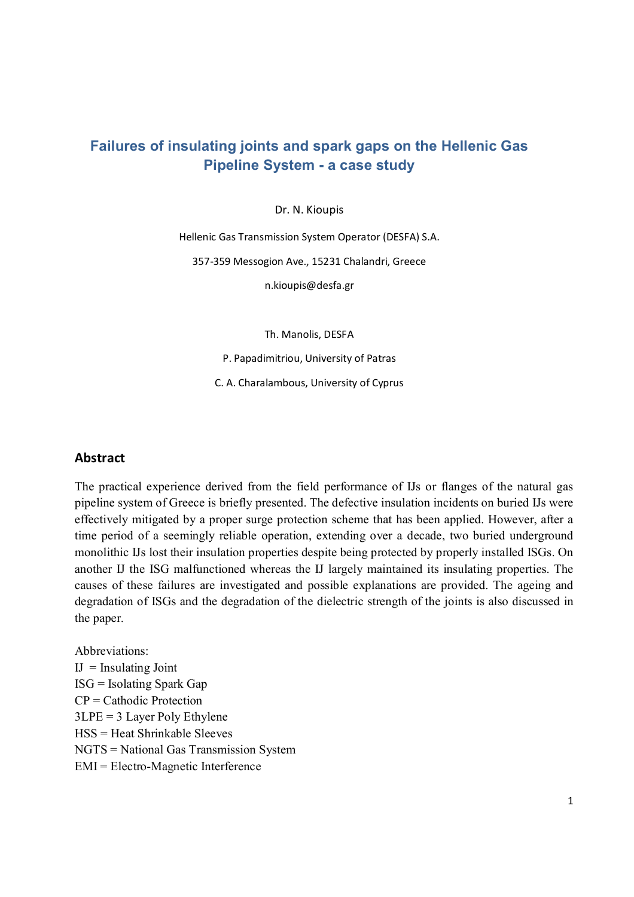# Failures of insulating joints and spark gaps on the Hellenic Gas Pipeline System - a case study

Dr. N. Kioupis

Hellenic Gas Transmission System Operator (DESFA) S.A.

357-359 Messogion Ave., 15231 Chalandri, Greece

n.kioupis@desfa.gr

Th. Manolis, DESFA

P. Papadimitriou, University of Patras

C. A. Charalambous, University of Cyprus

## Abstract

The practical experience derived from the field performance of IJs or flanges of the natural gas pipeline system of Greece is briefly presented. The defective insulation incidents on buried IJs were effectively mitigated by a proper surge protection scheme that has been applied. However, after a time period of a seemingly reliable operation, extending over a decade, two buried underground monolithic IJs lost their insulation properties despite being protected by properly installed ISGs. On another IJ the ISG malfunctioned whereas the IJ largely maintained its insulating properties. The causes of these failures are investigated and possible explanations are provided. The ageing and degradation of ISGs and the degradation of the dielectric strength of the joints is also discussed in the paper.

Abbreviations:
IJ = Insulating Joint
ISG = Isolating Spark Gap
CP = Cathodic Protection
3LPE = 3 Layer Poly Ethylene
HSS = Heat Shrinkable Sleeves
NGTS = National Gas Transmission System
EMI = Electro-Magnetic Interference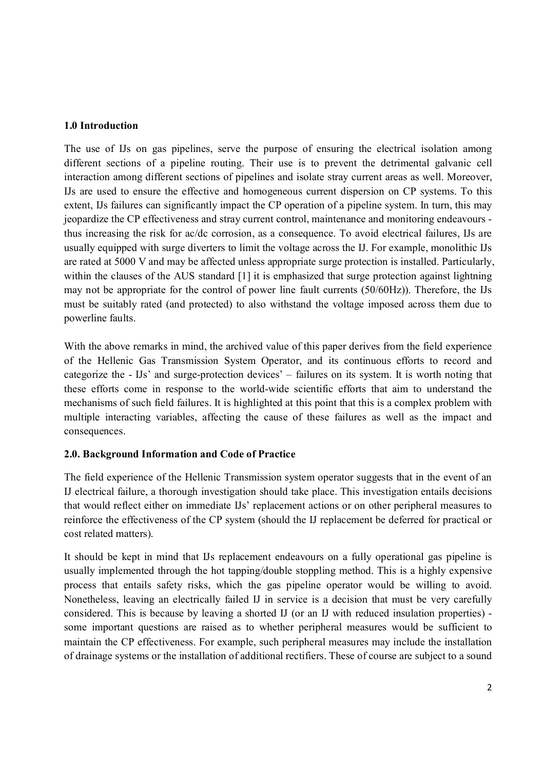## 1.0 Introduction

The use of IJs on gas pipelines, serve the purpose of ensuring the electrical isolation among different sections of a pipeline routing. Their use is to prevent the detrimental galvanic cell interaction among different sections of pipelines and isolate stray current areas as well. Moreover, IJs are used to ensure the effective and homogeneous current dispersion on CP systems. To this extent, IJs failures can significantly impact the CP operation of a pipeline system. In turn, this may jeopardize the CP effectiveness and stray current control, maintenance and monitoring endeavours - thus increasing the risk for ac/dc corrosion, as a consequence. To avoid electrical failures, IJs are usually equipped with surge diverters to limit the voltage across the IJ. For example, monolithic IJs are rated at 5000 V and may be affected unless appropriate surge protection is installed. Particularly, within the clauses of the AUS standard [1] it is emphasized that surge protection against lightning may not be appropriate for the control of power line fault currents (50/60Hz)). Therefore, the IJs must be suitably rated (and protected) to also withstand the voltage imposed across them due to powerline faults.

With the above remarks in mind, the archived value of this paper derives from the field experience of the Hellenic Gas Transmission System Operator, and its continuous efforts to record and categorize the - IJs' and surge-protection devices' – failures on its system. It is worth noting that these efforts come in response to the world-wide scientific efforts that aim to understand the mechanisms of such field failures. It is highlighted at this point that this is a complex problem with multiple interacting variables, affecting the cause of these failures as well as the impact and consequences.

## 2.0. Background Information and Code of Practice

The field experience of the Hellenic Transmission system operator suggests that in the event of an IJ electrical failure, a thorough investigation should take place. This investigation entails decisions that would reflect either on immediate IJs' replacement actions or on other peripheral measures to reinforce the effectiveness of the CP system (should the IJ replacement be deferred for practical or cost related matters).

It should be kept in mind that IJs replacement endeavours on a fully operational gas pipeline is usually implemented through the hot tapping/double stoppling method. This is a highly expensive process that entails safety risks, which the gas pipeline operator would be willing to avoid. Nonetheless, leaving an electrically failed IJ in service is a decision that must be very carefully considered. This is because by leaving a shorted IJ (or an IJ with reduced insulation properties) - some important questions are raised as to whether peripheral measures would be sufficient to maintain the CP effectiveness. For example, such peripheral measures may include the installation of drainage systems or the installation of additional rectifiers. These of course are subject to a sound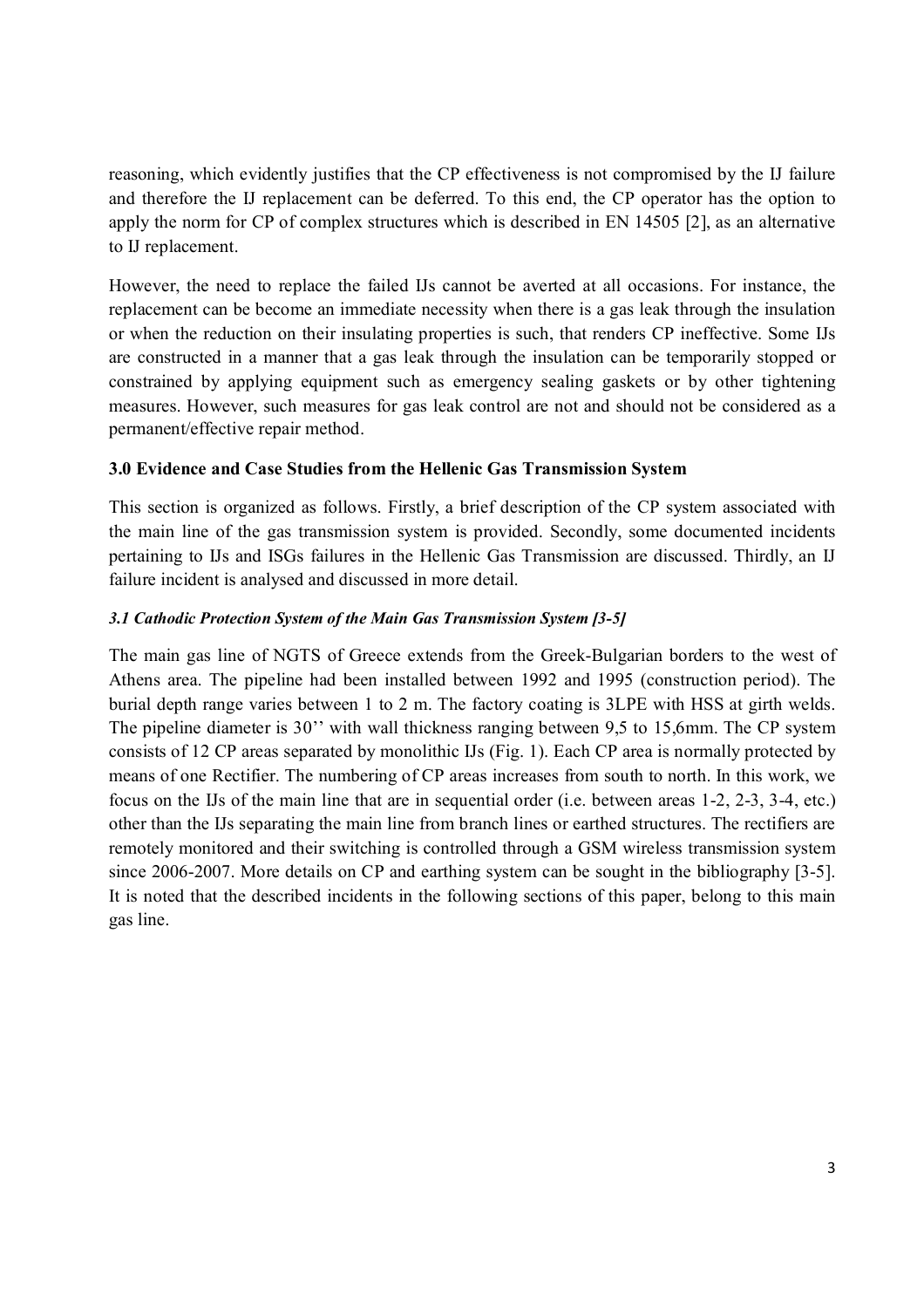reasoning, which evidently justifies that the CP effectiveness is not compromised by the IJ failure and therefore the IJ replacement can be deferred. To this end, the CP operator has the option to apply the norm for CP of complex structures which is described in EN 14505 [2], as an alternative to IJ replacement.

However, the need to replace the failed IJs cannot be averted at all occasions. For instance, the replacement can be become an immediate necessity when there is a gas leak through the insulation or when the reduction on their insulating properties is such, that renders CP ineffective. Some IJs are constructed in a manner that a gas leak through the insulation can be temporarily stopped or constrained by applying equipment such as emergency sealing gaskets or by other tightening measures. However, such measures for gas leak control are not and should not be considered as a permanent/effective repair method.

## 3.0 Evidence and Case Studies from the Hellenic Gas Transmission System

This section is organized as follows. Firstly, a brief description of the CP system associated with the main line of the gas transmission system is provided. Secondly, some documented incidents pertaining to IJs and ISGs failures in the Hellenic Gas Transmission are discussed. Thirdly, an IJ failure incident is analysed and discussed in more detail.

### *3.1 Cathodic Protection System of the Main Gas Transmission System [3-5]*

The main gas line of NGTS of Greece extends from the Greek-Bulgarian borders to the west of Athens area. The pipeline had been installed between 1992 and 1995 (construction period). The burial depth range varies between 1 to 2 m. The factory coating is 3LPE with HSS at girth welds. The pipeline diameter is 30'' with wall thickness ranging between 9,5 to 15,6mm. The CP system consists of 12 CP areas separated by monolithic IJs (Fig. 1). Each CP area is normally protected by means of one Rectifier. The numbering of CP areas increases from south to north. In this work, we focus on the IJs of the main line that are in sequential order (i.e. between areas 1-2, 2-3, 3-4, etc.) other than the IJs separating the main line from branch lines or earthed structures. The rectifiers are remotely monitored and their switching is controlled through a GSM wireless transmission system since 2006-2007. More details on CP and earthing system can be sought in the bibliography [3-5]. It is noted that the described incidents in the following sections of this paper, belong to this main gas line.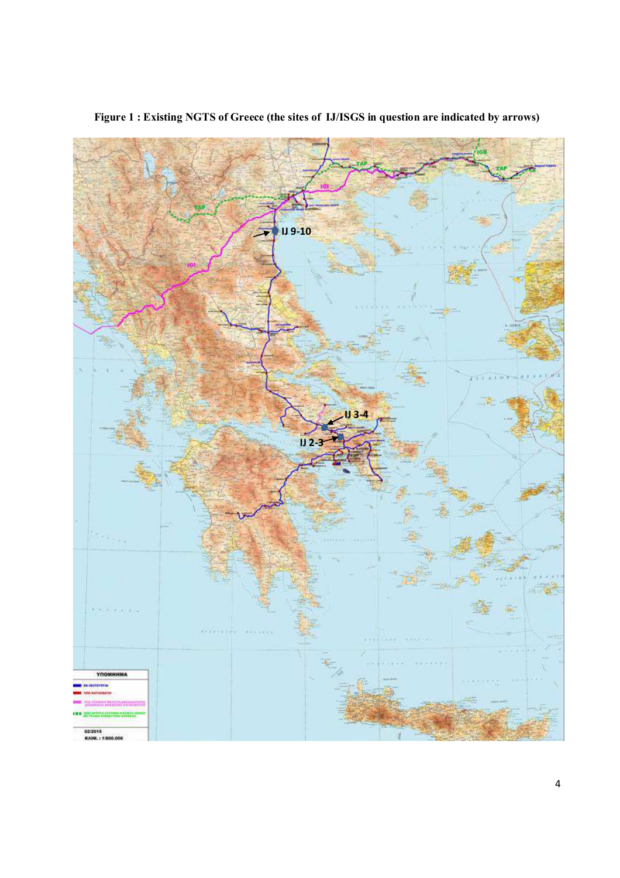**Figure 1 : Existing NGTS of Greece (the sites of IJ/ISGS in question are indicated by arrows)**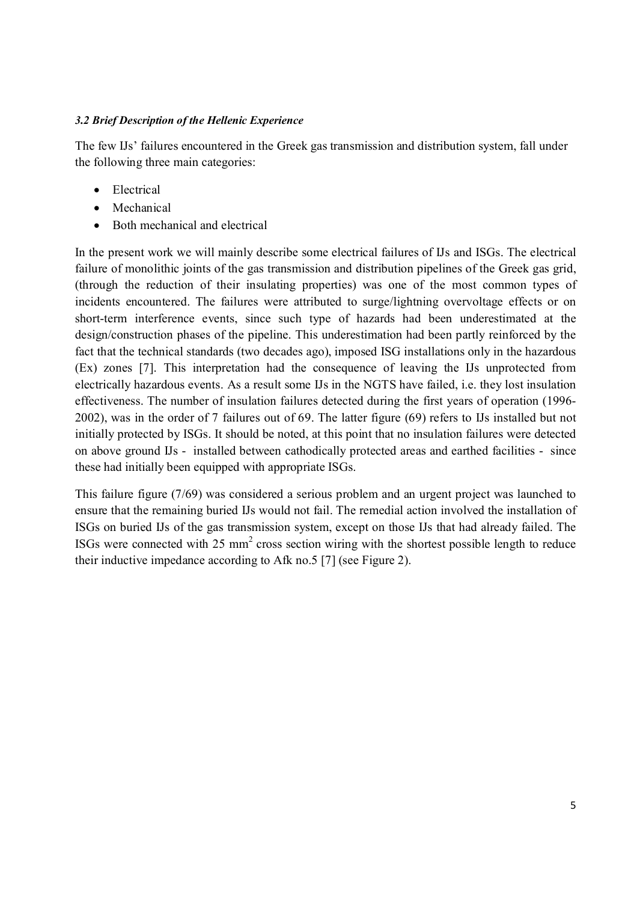### *3.2 Brief Description of the Hellenic Experience*

The few IJs' failures encountered in the Greek gas transmission and distribution system, fall under the following three main categories:

- Electrical
- Mechanical
- Both mechanical and electrical

In the present work we will mainly describe some electrical failures of IJs and ISGs. The electrical failure of monolithic joints of the gas transmission and distribution pipelines of the Greek gas grid, (through the reduction of their insulating properties) was one of the most common types of incidents encountered. The failures were attributed to surge/lightning overvoltage effects or on short-term interference events, since such type of hazards had been underestimated at the design/construction phases of the pipeline. This underestimation had been partly reinforced by the fact that the technical standards (two decades ago), imposed ISG installations only in the hazardous (Ex) zones [7]. This interpretation had the consequence of leaving the IJs unprotected from electrically hazardous events. As a result some IJs in the NGTS have failed, i.e. they lost insulation effectiveness. The number of insulation failures detected during the first years of operation (1996-2002), was in the order of 7 failures out of 69. The latter figure (69) refers to IJs installed but not initially protected by ISGs. It should be noted, at this point that no insulation failures were detected on above ground IJs - installed between cathodically protected areas and earthed facilities - since these had initially been equipped with appropriate ISGs.

This failure figure (7/69) was considered a serious problem and an urgent project was launched to ensure that the remaining buried IJs would not fail. The remedial action involved the installation of ISGs on buried IJs of the gas transmission system, except on those IJs that had already failed. The ISGs were connected with 25 $mm^2$ cross section wiring with the shortest possible length to reduce their inductive impedance according to Afk no.5 [7] (see Figure 2).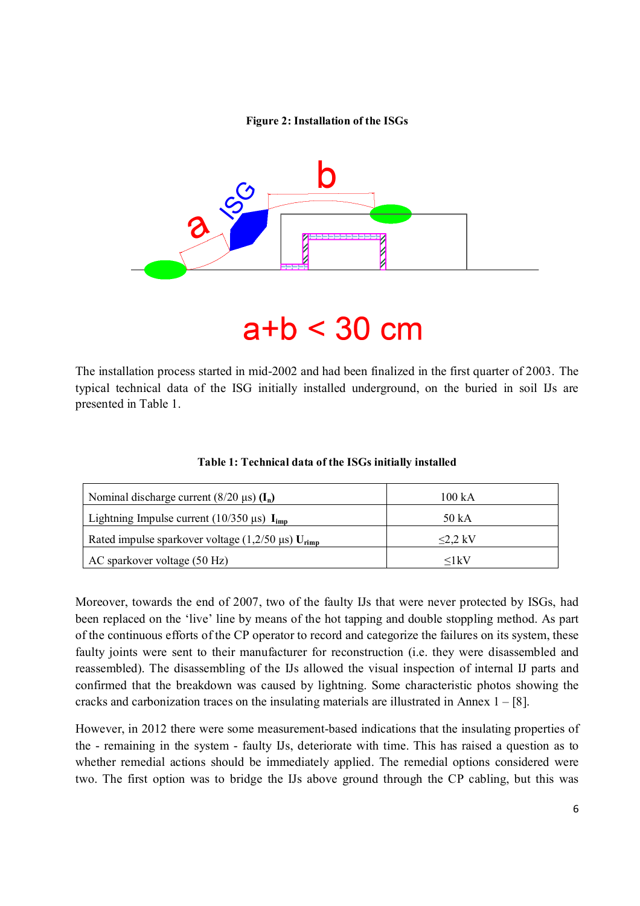**Figure 2: Installation of the ISGs**

a+b < 30 cm

The installation process started in mid-2002 and had been finalized in the first quarter of 2003. The typical technical data of the ISG initially installed underground, on the buried in soil IJs are presented in Table 1.

**Table 1: Technical data of the ISGs initially installed**

| | |
|---|---|
| Nominal discharge current (8/20 μs) ($\mathbf{I_n}$) | 100 kA |
| Lightning Impulse current (10/350 μs) $\mathbf{I_{imp}}$ | 50 kA |
| Rated impulse sparkover voltage (1,2/50 μs) $\mathbf{U_{rimp}}$ | ≤2,2 kV |
| AC sparkover voltage (50 Hz) | ≤1kV |

Moreover, towards the end of 2007, two of the faulty IJs that were never protected by ISGs, had been replaced on the 'live' line by means of the hot tapping and double stoppling method. As part of the continuous efforts of the CP operator to record and categorize the failures on its system, these faulty joints were sent to their manufacturer for reconstruction (i.e. they were disassembled and reassembled). The disassembling of the IJs allowed the visual inspection of internal IJ parts and confirmed that the breakdown was caused by lightning. Some characteristic photos showing the cracks and carbonization traces on the insulating materials are illustrated in Annex 1 – [8].

However, in 2012 there were some measurement-based indications that the insulating properties of the - remaining in the system - faulty IJs, deteriorate with time. This has raised a question as to whether remedial actions should be immediately applied. The remedial options considered were two. The first option was to bridge the IJs above ground through the CP cabling, but this was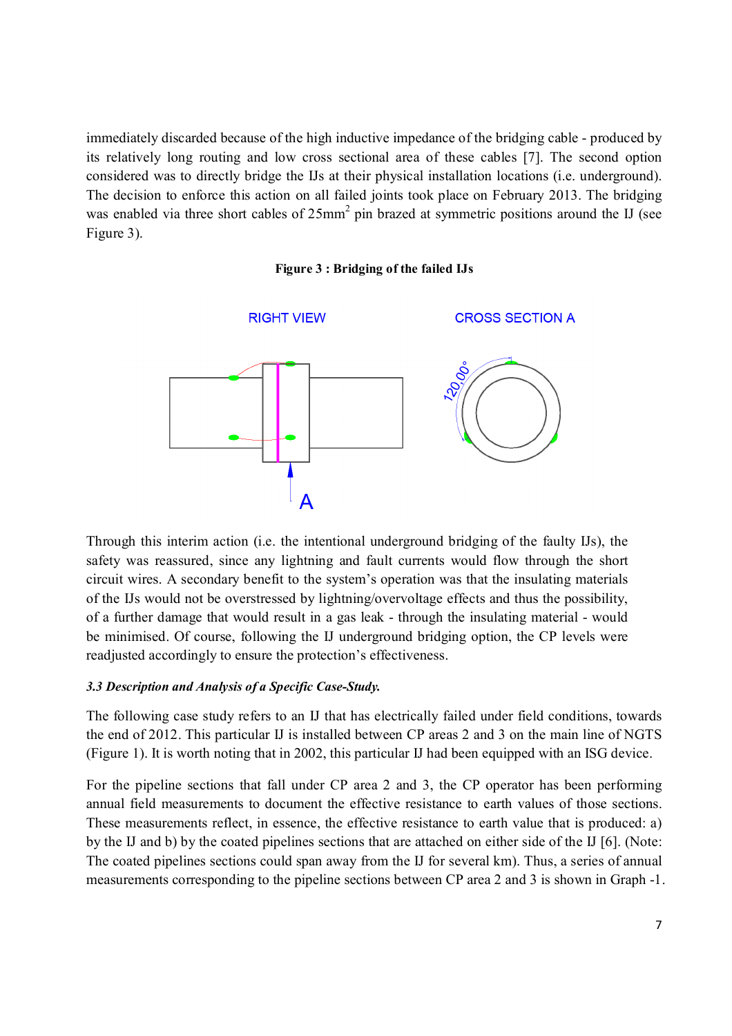immediately discarded because of the high inductive impedance of the bridging cable - produced by its relatively long routing and low cross sectional area of these cables [7]. The second option considered was to directly bridge the IJs at their physical installation locations (i.e. underground). The decision to enforce this action on all failed joints took place on February 2013. The bridging was enabled via three short cables of 25mm$^2$ pin brazed at symmetric positions around the IJ (see Figure 3).

**Figure 3 : Bridging of the failed IJs**

RIGHT VIEW

CROSS SECTION A

120,00°

A

Through this interim action (i.e. the intentional underground bridging of the faulty IJs), the safety was reassured, since any lightning and fault currents would flow through the short circuit wires. A secondary benefit to the system's operation was that the insulating materials of the IJs would not be overstressed by lightning/overvoltage effects and thus the possibility, of a further damage that would result in a gas leak - through the insulating material - would be minimised. Of course, following the IJ underground bridging option, the CP levels were readjusted accordingly to ensure the protection's effectiveness.

### *3.3 Description and Analysis of a Specific Case-Study.*

The following case study refers to an IJ that has electrically failed under field conditions, towards the end of 2012. This particular IJ is installed between CP areas 2 and 3 on the main line of NGTS (Figure 1). It is worth noting that in 2002, this particular IJ had been equipped with an ISG device.

For the pipeline sections that fall under CP area 2 and 3, the CP operator has been performing annual field measurements to document the effective resistance to earth values of those sections. These measurements reflect, in essence, the effective resistance to earth value that is produced: a) by the IJ and b) by the coated pipelines sections that are attached on either side of the IJ [6]. (Note: The coated pipelines sections could span away from the IJ for several km). Thus, a series of annual measurements corresponding to the pipeline sections between CP area 2 and 3 is shown in Graph -1.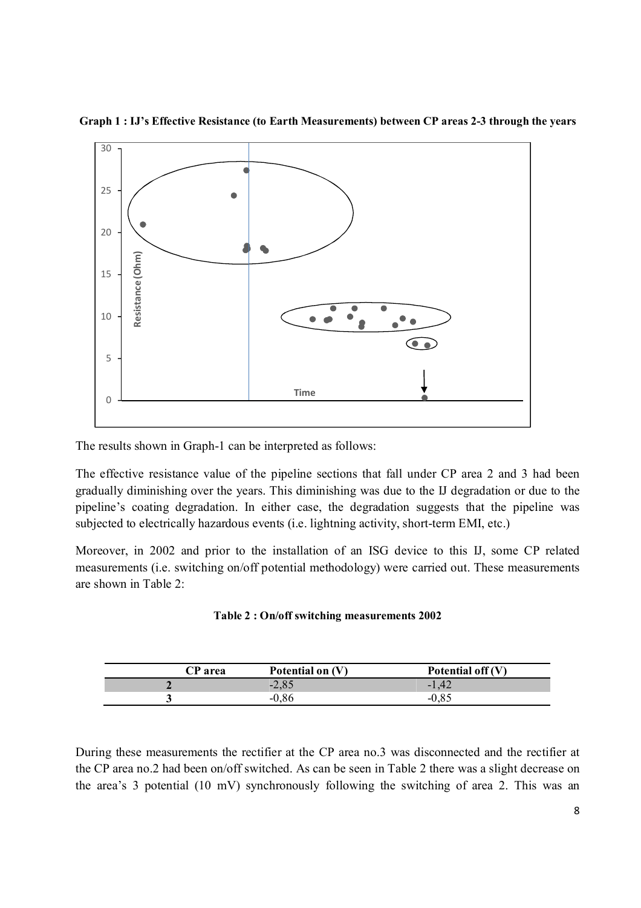**Graph 1 : IJ's Effective Resistance (to Earth Measurements) between CP areas 2-3 through the years**

The results shown in Graph-1 can be interpreted as follows:

The effective resistance value of the pipeline sections that fall under CP area 2 and 3 had been gradually diminishing over the years. This diminishing was due to the IJ degradation or due to the pipeline's coating degradation. In either case, the degradation suggests that the pipeline was subjected to electrically hazardous events (i.e. lightning activity, short-term EMI, etc.)

Moreover, in 2002 and prior to the installation of an ISG device to this IJ, some CP related measurements (i.e. switching on/off potential methodology) were carried out. These measurements are shown in Table 2:

**Table 2 : On/off switching measurements 2002**

| CP area | Potential on (V) | Potential off (V) |
|---|---|---|
| 2 | -2,85 | -1,42 |
| 3 | -0,86 | -0,85 |

During these measurements the rectifier at the CP area no.3 was disconnected and the rectifier at the CP area no.2 had been on/off switched. As can be seen in Table 2 there was a slight decrease on the area's 3 potential (10 mV) synchronously following the switching of area 2. This was an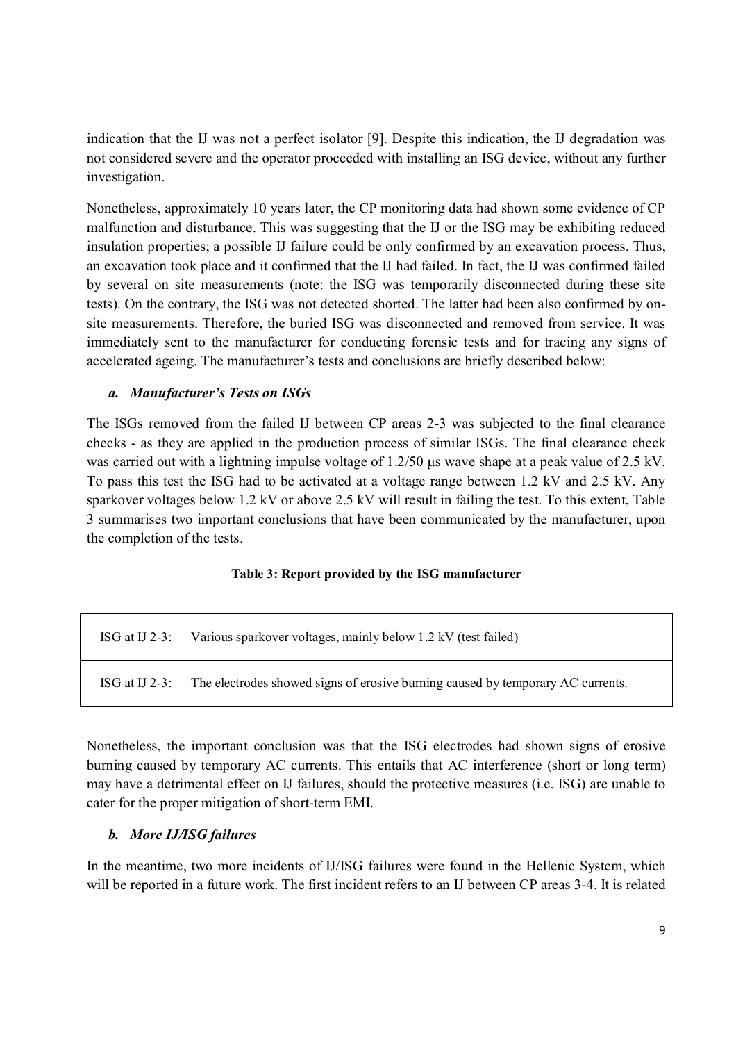indication that the IJ was not a perfect isolator [9]. Despite this indication, the IJ degradation was not considered severe and the operator proceeded with installing an ISG device, without any further investigation.

Nonetheless, approximately 10 years later, the CP monitoring data had shown some evidence of CP malfunction and disturbance. This was suggesting that the IJ or the ISG may be exhibiting reduced insulation properties; a possible IJ failure could be only confirmed by an excavation process. Thus, an excavation took place and it confirmed that the IJ had failed. In fact, the IJ was confirmed failed by several on site measurements (note: the ISG was temporarily disconnected during these site tests). On the contrary, the ISG was not detected shorted. The latter had been also confirmed by on-site measurements. Therefore, the buried ISG was disconnected and removed from service. It was immediately sent to the manufacturer for conducting forensic tests and for tracing any signs of accelerated ageing. The manufacturer's tests and conclusions are briefly described below:

### *a. Manufacturer's Tests on ISGs*

The ISGs removed from the failed IJ between CP areas 2-3 was subjected to the final clearance checks - as they are applied in the production process of similar ISGs. The final clearance check was carried out with a lightning impulse voltage of 1.2/50 μs wave shape at a peak value of 2.5 kV. To pass this test the ISG had to be activated at a voltage range between 1.2 kV and 2.5 kV. Any sparkover voltages below 1.2 kV or above 2.5 kV will result in failing the test. To this extent, Table 3 summarises two important conclusions that have been communicated by the manufacturer, upon the completion of the tests.

**Table 3: Report provided by the ISG manufacturer**

| | |
|---|---|
| ISG at IJ 2-3: | Various sparkover voltages, mainly below 1.2 kV (test failed) |
| ISG at IJ 2-3: | The electrodes showed signs of erosive burning caused by temporary AC currents. |

Nonetheless, the important conclusion was that the ISG electrodes had shown signs of erosive burning caused by temporary AC currents. This entails that AC interference (short or long term) may have a detrimental effect on IJ failures, should the protective measures (i.e. ISG) are unable to cater for the proper mitigation of short-term EMI.

### *b. More IJ/ISG failures*

In the meantime, two more incidents of IJ/ISG failures were found in the Hellenic System, which will be reported in a future work. The first incident refers to an IJ between CP areas 3-4. It is related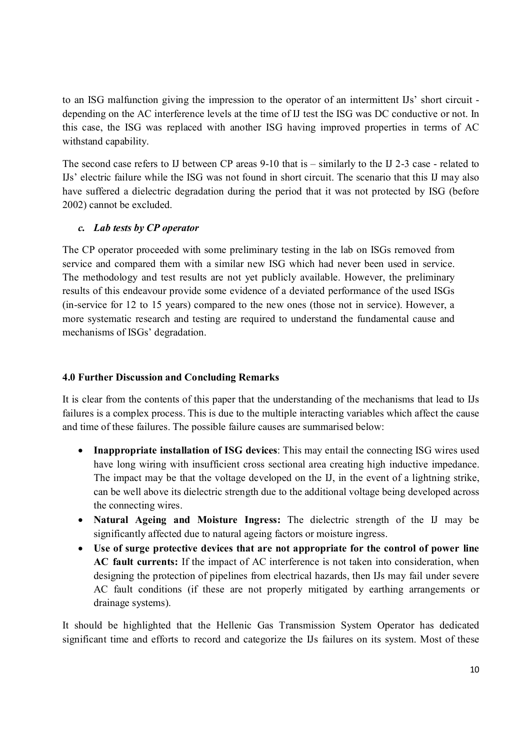to an ISG malfunction giving the impression to the operator of an intermittent IJs' short circuit - depending on the AC interference levels at the time of IJ test the ISG was DC conductive or not. In this case, the ISG was replaced with another ISG having improved properties in terms of AC withstand capability.

The second case refers to IJ between CP areas 9-10 that is – similarly to the IJ 2-3 case - related to IJs' electric failure while the ISG was not found in short circuit. The scenario that this IJ may also have suffered a dielectric degradation during the period that it was not protected by ISG (before 2002) cannot be excluded.

### *c. Lab tests by CP operator*

The CP operator proceeded with some preliminary testing in the lab on ISGs removed from service and compared them with a similar new ISG which had never been used in service. The methodology and test results are not yet publicly available. However, the preliminary results of this endeavour provide some evidence of a deviated performance of the used ISGs (in-service for 12 to 15 years) compared to the new ones (those not in service). However, a more systematic research and testing are required to understand the fundamental cause and mechanisms of ISGs' degradation.

## 4.0 Further Discussion and Concluding Remarks

It is clear from the contents of this paper that the understanding of the mechanisms that lead to IJs failures is a complex process. This is due to the multiple interacting variables which affect the cause and time of these failures. The possible failure causes are summarised below:

- **Inappropriate installation of ISG devices**: This may entail the connecting ISG wires used have long wiring with insufficient cross sectional area creating high inductive impedance. The impact may be that the voltage developed on the IJ, in the event of a lightning strike, can be well above its dielectric strength due to the additional voltage being developed across the connecting wires.
- **Natural Ageing and Moisture Ingress:** The dielectric strength of the IJ may be significantly affected due to natural ageing factors or moisture ingress.
- **Use of surge protective devices that are not appropriate for the control of power line AC fault currents:** If the impact of AC interference is not taken into consideration, when designing the protection of pipelines from electrical hazards, then IJs may fail under severe AC fault conditions (if these are not properly mitigated by earthing arrangements or drainage systems).

It should be highlighted that the Hellenic Gas Transmission System Operator has dedicated significant time and efforts to record and categorize the IJs failures on its system. Most of these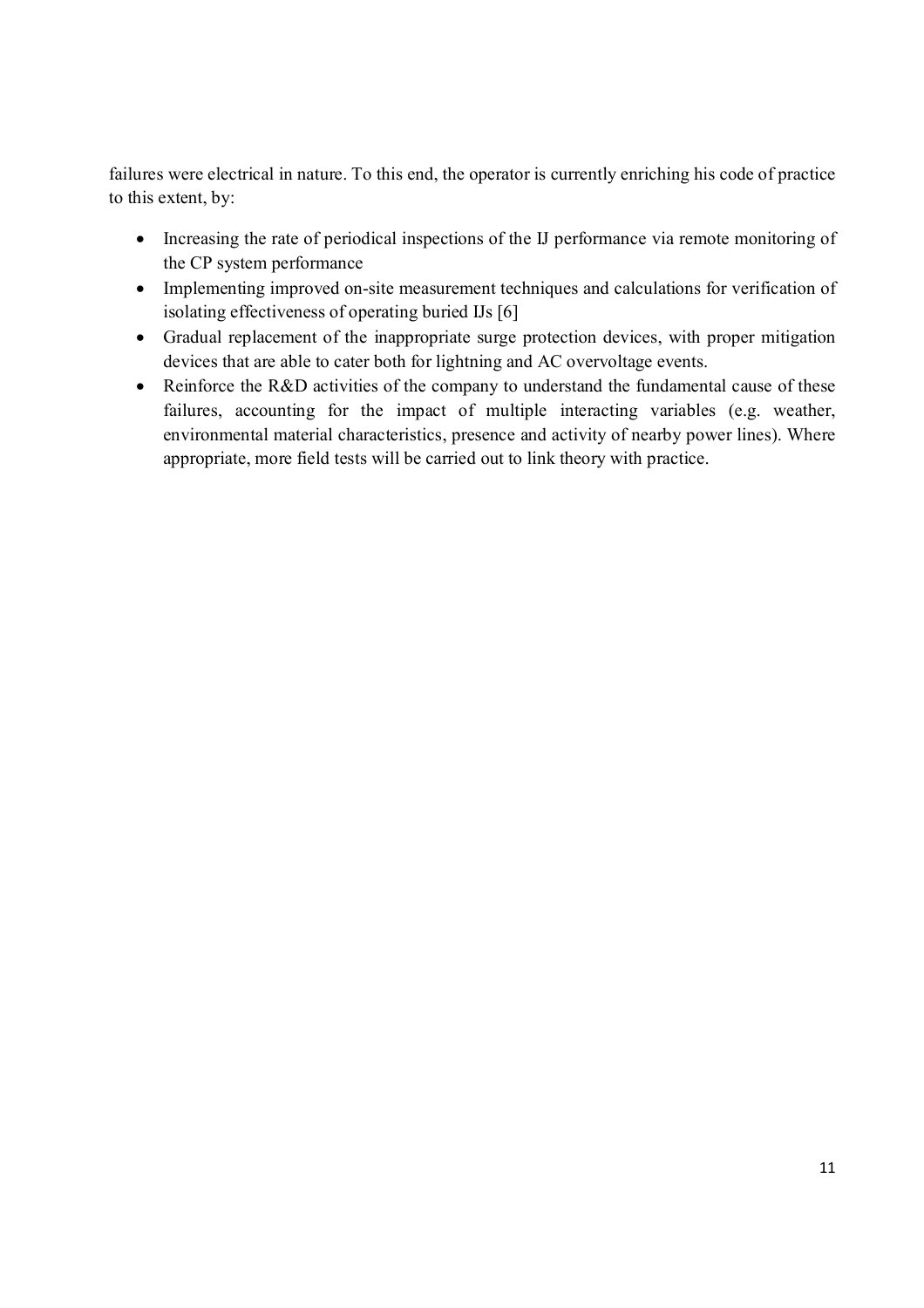failures were electrical in nature. To this end, the operator is currently enriching his code of practice to this extent, by:

- Increasing the rate of periodical inspections of the IJ performance via remote monitoring of the CP system performance
- Implementing improved on-site measurement techniques and calculations for verification of isolating effectiveness of operating buried IJs [6]
- Gradual replacement of the inappropriate surge protection devices, with proper mitigation devices that are able to cater both for lightning and AC overvoltage events.
- Reinforce the R&D activities of the company to understand the fundamental cause of these failures, accounting for the impact of multiple interacting variables (e.g. weather, environmental material characteristics, presence and activity of nearby power lines). Where appropriate, more field tests will be carried out to link theory with practice.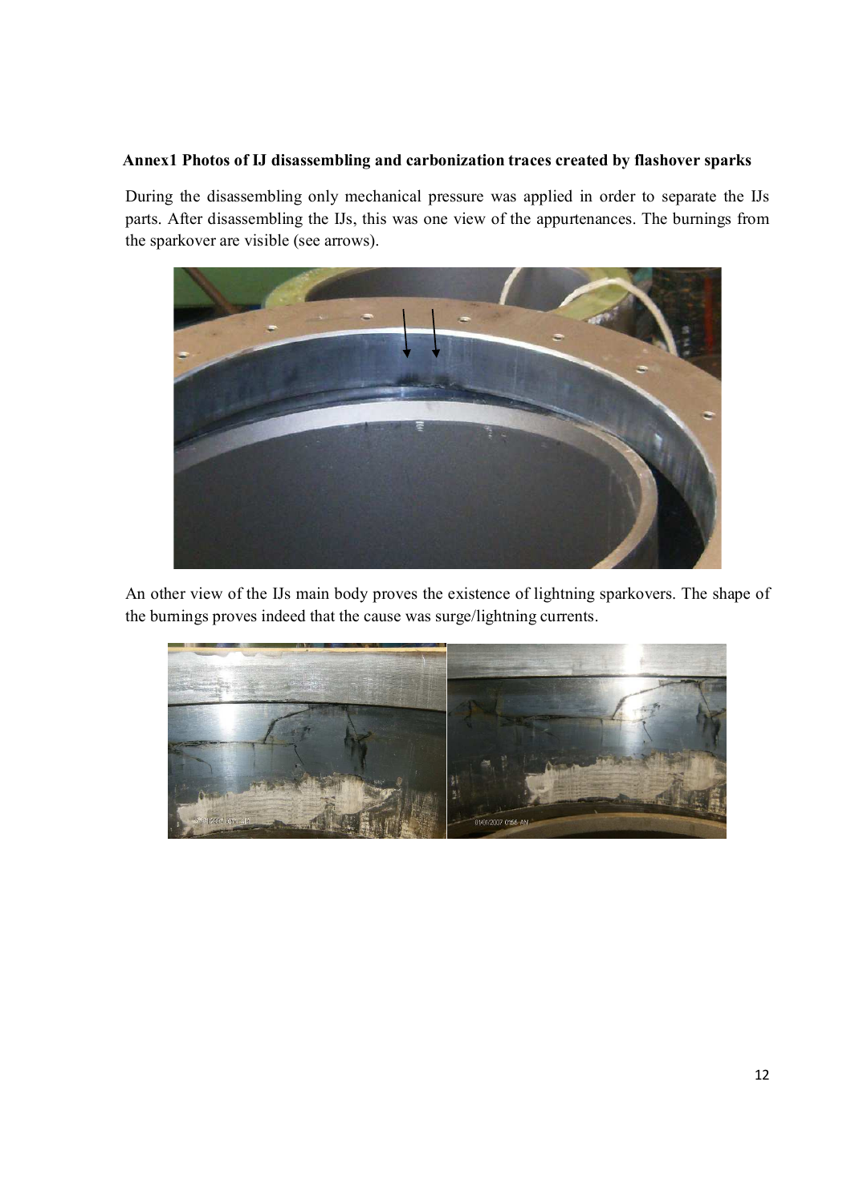**Annex1 Photos of IJ disassembling and carbonization traces created by flashover sparks**

During the disassembling only mechanical pressure was applied in order to separate the IJs parts. After disassembling the IJs, this was one view of the appurtenances. The burnings from the sparkover are visible (see arrows).

An other view of the IJs main body proves the existence of lightning sparkovers. The shape of the burnings proves indeed that the cause was surge/lightning currents.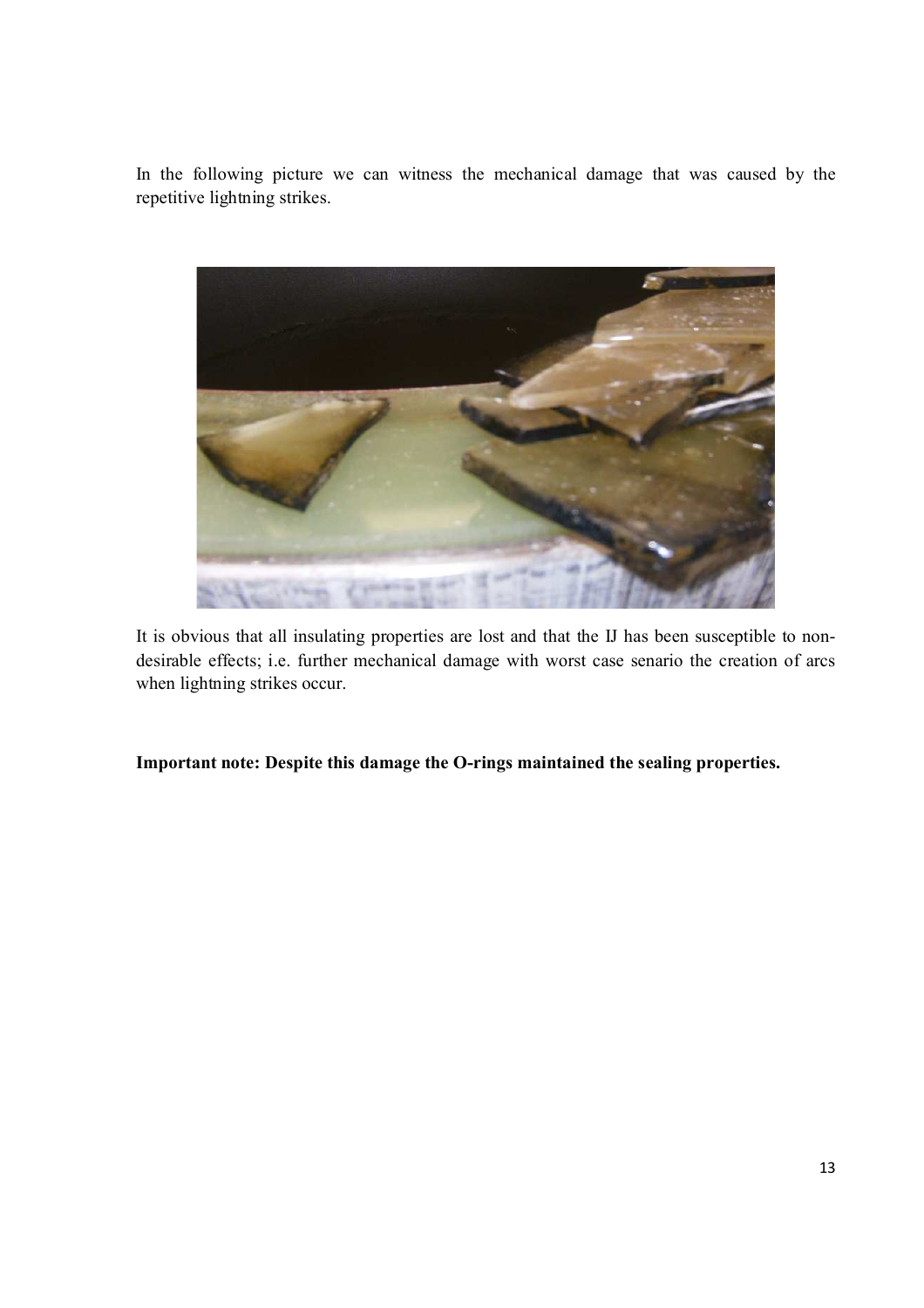In the following picture we can witness the mechanical damage that was caused by the repetitive lightning strikes.

It is obvious that all insulating properties are lost and that the IJ has been susceptible to non-desirable effects; i.e. further mechanical damage with worst case senario the creation of arcs when lightning strikes occur.

**Important note: Despite this damage the O-rings maintained the sealing properties.**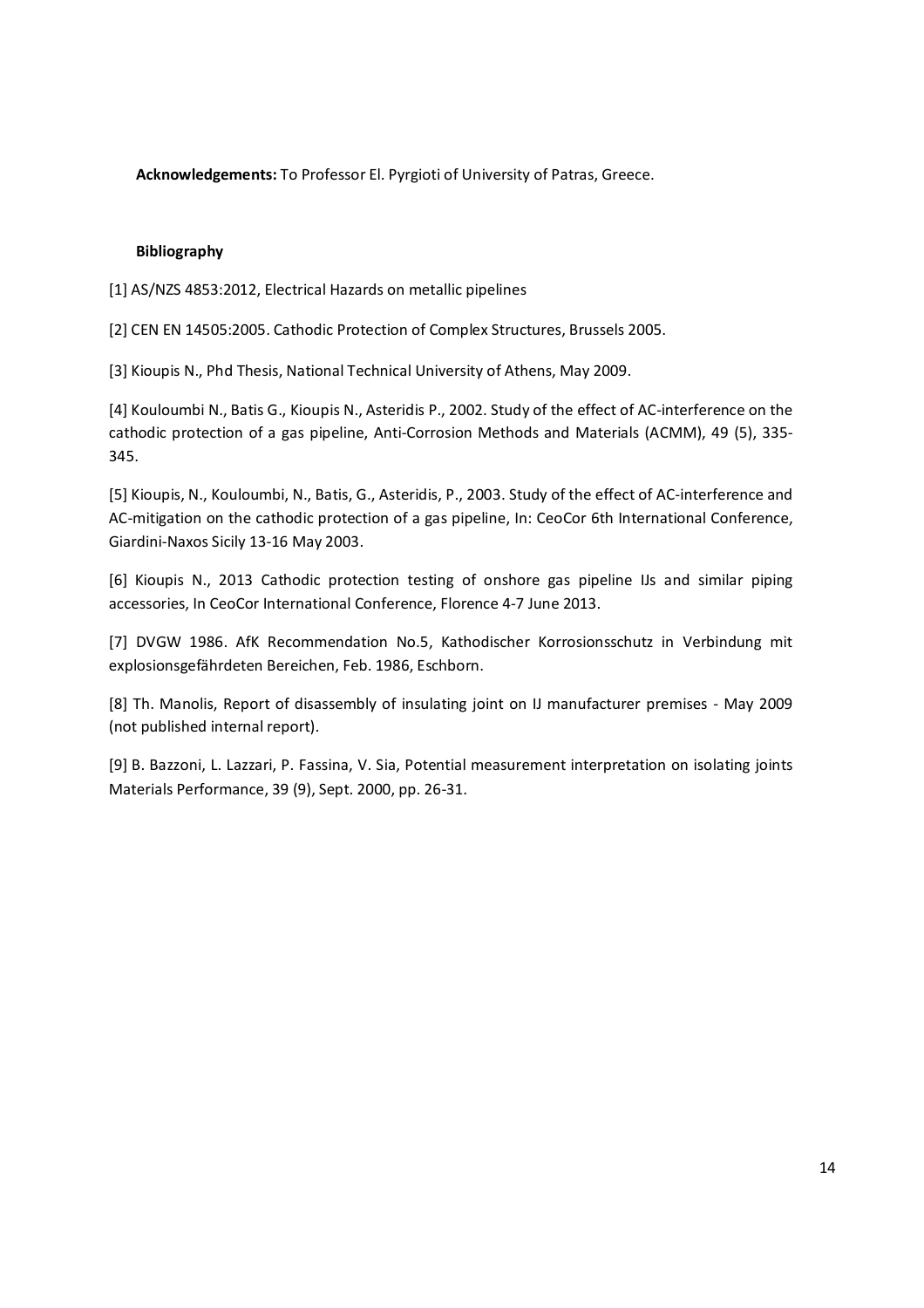**Acknowledgements:** To Professor El. Pyrgioti of University of Patras, Greece.

**Bibliography**

[1] AS/NZS 4853:2012, Electrical Hazards on metallic pipelines

[2] CEN EN 14505:2005. Cathodic Protection of Complex Structures, Brussels 2005.

[3] Kioupis N., Phd Thesis, National Technical University of Athens, May 2009.

[4] Kouloumbi N., Batis G., Kioupis N., Asteridis P., 2002. Study of the effect of AC-interference on the cathodic protection of a gas pipeline, Anti-Corrosion Methods and Materials (ACMM), 49 (5), 335-345.

[5] Kioupis, N., Kouloumbi, N., Batis, G., Asteridis, P., 2003. Study of the effect of AC-interference and AC-mitigation on the cathodic protection of a gas pipeline, In: CeoCor 6th International Conference, Giardini-Naxos Sicily 13-16 May 2003.

[6] Kioupis N., 2013 Cathodic protection testing of onshore gas pipeline IJs and similar piping accessories, In CeoCor International Conference, Florence 4-7 June 2013.

[7] DVGW 1986. AfK Recommendation No.5, Kathodischer Korrosionsschutz in Verbindung mit explosionsgefährdeten Bereichen, Feb. 1986, Eschborn.

[8] Th. Manolis, Report of disassembly of insulating joint on IJ manufacturer premises - May 2009 (not published internal report).

[9] B. Bazzoni, L. Lazzari, P. Fassina, V. Sia, Potential measurement interpretation on isolating joints Materials Performance, 39 (9), Sept. 2000, pp. 26-31.